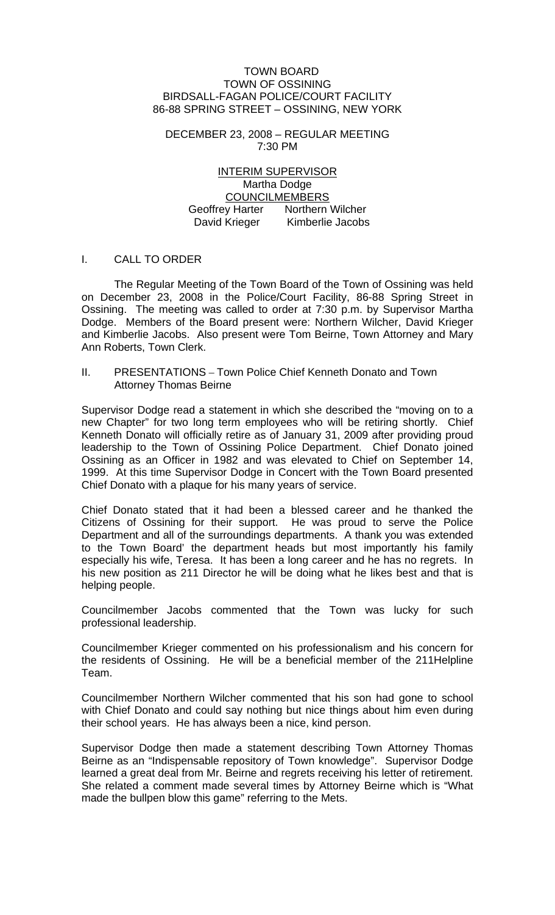TOWN BOARD
TOWN OF OSSINING
BIRDSALL-FAGAN POLICE/COURT FACILITY
86-88 SPRING STREET – OSSINING, NEW YORK

DECEMBER 23, 2008 – REGULAR MEETING
7:30 PM

INTERIM SUPERVISOR
Martha Dodge
COUNCILMEMBERS
Geoffrey Harter Northern Wilcher
David Krieger Kimberlie Jacobs

## I. CALL TO ORDER

The Regular Meeting of the Town Board of the Town of Ossining was held on December 23, 2008 in the Police/Court Facility, 86-88 Spring Street in Ossining. The meeting was called to order at 7:30 p.m. by Supervisor Martha Dodge. Members of the Board present were: Northern Wilcher, David Krieger and Kimberlie Jacobs. Also present were Tom Beirne, Town Attorney and Mary Ann Roberts, Town Clerk.

## II. PRESENTATIONS – Town Police Chief Kenneth Donato and Town Attorney Thomas Beirne

Supervisor Dodge read a statement in which she described the "moving on to a new Chapter" for two long term employees who will be retiring shortly. Chief Kenneth Donato will officially retire as of January 31, 2009 after providing proud leadership to the Town of Ossining Police Department. Chief Donato joined Ossining as an Officer in 1982 and was elevated to Chief on September 14, 1999. At this time Supervisor Dodge in Concert with the Town Board presented Chief Donato with a plaque for his many years of service.

Chief Donato stated that it had been a blessed career and he thanked the Citizens of Ossining for their support. He was proud to serve the Police Department and all of the surroundings departments. A thank you was extended to the Town Board' the department heads but most importantly his family especially his wife, Teresa. It has been a long career and he has no regrets. In his new position as 211 Director he will be doing what he likes best and that is helping people.

Councilmember Jacobs commented that the Town was lucky for such professional leadership.

Councilmember Krieger commented on his professionalism and his concern for the residents of Ossining. He will be a beneficial member of the 211Helpline Team.

Councilmember Northern Wilcher commented that his son had gone to school with Chief Donato and could say nothing but nice things about him even during their school years. He has always been a nice, kind person.

Supervisor Dodge then made a statement describing Town Attorney Thomas Beirne as an "Indispensable repository of Town knowledge". Supervisor Dodge learned a great deal from Mr. Beirne and regrets receiving his letter of retirement. She related a comment made several times by Attorney Beirne which is "What made the bullpen blow this game" referring to the Mets.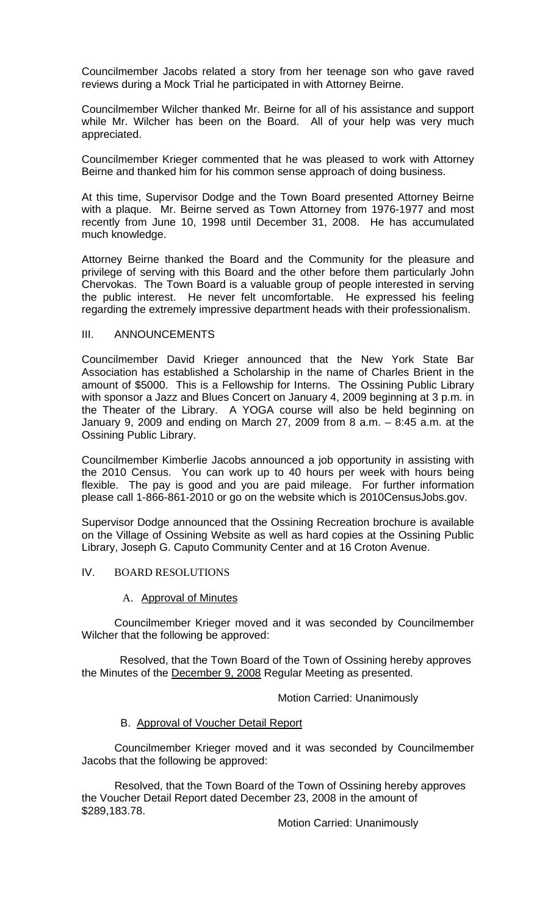Councilmember Jacobs related a story from her teenage son who gave raved reviews during a Mock Trial he participated in with Attorney Beirne.

Councilmember Wilcher thanked Mr. Beirne for all of his assistance and support while Mr. Wilcher has been on the Board. All of your help was very much appreciated.

Councilmember Krieger commented that he was pleased to work with Attorney Beirne and thanked him for his common sense approach of doing business.

At this time, Supervisor Dodge and the Town Board presented Attorney Beirne with a plaque. Mr. Beirne served as Town Attorney from 1976-1977 and most recently from June 10, 1998 until December 31, 2008. He has accumulated much knowledge.

Attorney Beirne thanked the Board and the Community for the pleasure and privilege of serving with this Board and the other before them particularly John Chervokas. The Town Board is a valuable group of people interested in serving the public interest. He never felt uncomfortable. He expressed his feeling regarding the extremely impressive department heads with their professionalism.

## III. ANNOUNCEMENTS

Councilmember David Krieger announced that the New York State Bar Association has established a Scholarship in the name of Charles Brient in the amount of $5000. This is a Fellowship for Interns. The Ossining Public Library with sponsor a Jazz and Blues Concert on January 4, 2009 beginning at 3 p.m. in the Theater of the Library. A YOGA course will also be held beginning on January 9, 2009 and ending on March 27, 2009 from 8 a.m. – 8:45 a.m. at the Ossining Public Library.

Councilmember Kimberlie Jacobs announced a job opportunity in assisting with the 2010 Census. You can work up to 40 hours per week with hours being flexible. The pay is good and you are paid mileage. For further information please call 1-866-861-2010 or go on the website which is 2010CensusJobs.gov.

Supervisor Dodge announced that the Ossining Recreation brochure is available on the Village of Ossining Website as well as hard copies at the Ossining Public Library, Joseph G. Caputo Community Center and at 16 Croton Avenue.

## IV. BOARD RESOLUTIONS

### A. Approval of Minutes

Councilmember Krieger moved and it was seconded by Councilmember Wilcher that the following be approved:

Resolved, that the Town Board of the Town of Ossining hereby approves the Minutes of the December 9, 2008 Regular Meeting as presented.

Motion Carried: Unanimously

### B. Approval of Voucher Detail Report

Councilmember Krieger moved and it was seconded by Councilmember Jacobs that the following be approved:

Resolved, that the Town Board of the Town of Ossining hereby approves the Voucher Detail Report dated December 23, 2008 in the amount of $289,183.78.

Motion Carried: Unanimously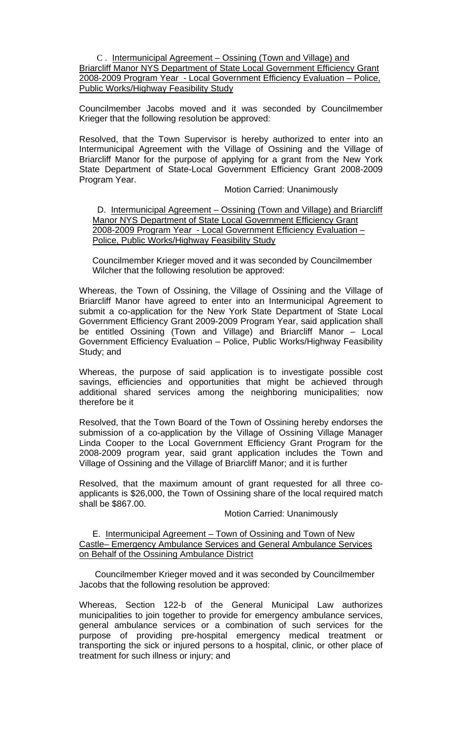C . Intermunicipal Agreement – Ossining (Town and Village) and Briarcliff Manor NYS Department of State Local Government Efficiency Grant 2008-2009 Program Year - Local Government Efficiency Evaluation – Police, Public Works/Highway Feasibility Study

Councilmember Jacobs moved and it was seconded by Councilmember Krieger that the following resolution be approved:

Resolved, that the Town Supervisor is hereby authorized to enter into an Intermunicipal Agreement with the Village of Ossining and the Village of Briarcliff Manor for the purpose of applying for a grant from the New York State Department of State-Local Government Efficiency Grant 2008-2009 Program Year.

Motion Carried: Unanimously

D. Intermunicipal Agreement – Ossining (Town and Village) and Briarcliff Manor NYS Department of State Local Government Efficiency Grant 2008-2009 Program Year - Local Government Efficiency Evaluation – Police, Public Works/Highway Feasibility Study

Councilmember Krieger moved and it was seconded by Councilmember Wilcher that the following resolution be approved:

Whereas, the Town of Ossining, the Village of Ossining and the Village of Briarcliff Manor have agreed to enter into an Intermunicipal Agreement to submit a co-application for the New York State Department of State Local Government Efficiency Grant 2009-2009 Program Year, said application shall be entitled Ossining (Town and Village) and Briarcliff Manor – Local Government Efficiency Evaluation – Police, Public Works/Highway Feasibility Study; and

Whereas, the purpose of said application is to investigate possible cost savings, efficiencies and opportunities that might be achieved through additional shared services among the neighboring municipalities; now therefore be it

Resolved, that the Town Board of the Town of Ossining hereby endorses the submission of a co-application by the Village of Ossining Village Manager Linda Cooper to the Local Government Efficiency Grant Program for the 2008-2009 program year, said grant application includes the Town and Village of Ossining and the Village of Briarcliff Manor; and it is further

Resolved, that the maximum amount of grant requested for all three co-applicants is $26,000, the Town of Ossining share of the local required match shall be $867.00.

Motion Carried: Unanimously

E. Intermunicipal Agreement – Town of Ossining and Town of New Castle– Emergency Ambulance Services and General Ambulance Services on Behalf of the Ossining Ambulance District

Councilmember Krieger moved and it was seconded by Councilmember Jacobs that the following resolution be approved:

Whereas, Section 122-b of the General Municipal Law authorizes municipalities to join together to provide for emergency ambulance services, general ambulance services or a combination of such services for the purpose of providing pre-hospital emergency medical treatment or transporting the sick or injured persons to a hospital, clinic, or other place of treatment for such illness or injury; and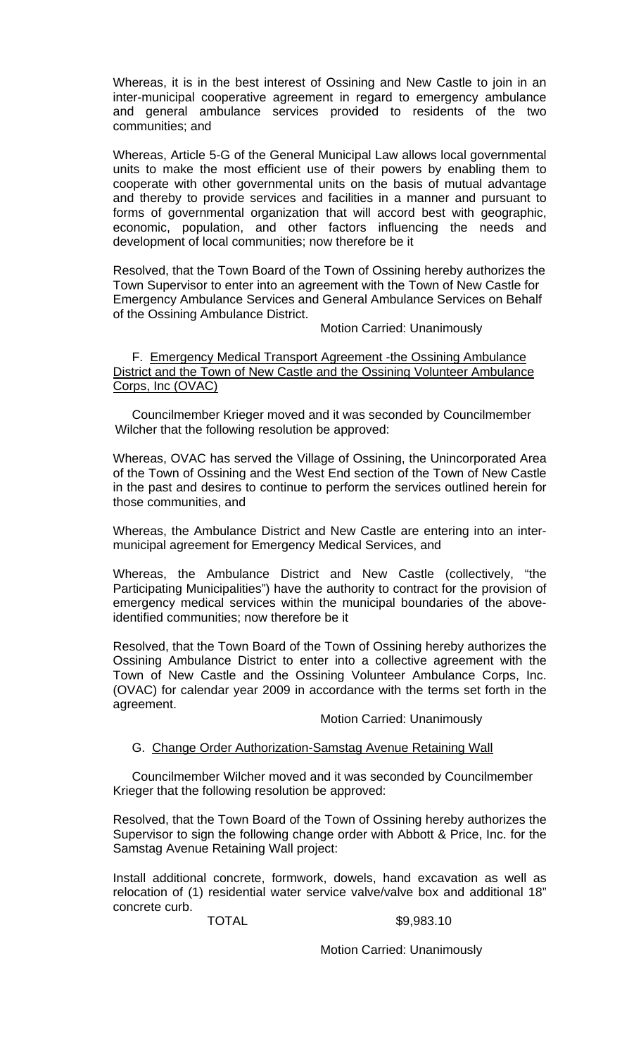Whereas, it is in the best interest of Ossining and New Castle to join in an inter-municipal cooperative agreement in regard to emergency ambulance and general ambulance services provided to residents of the two communities; and

Whereas, Article 5-G of the General Municipal Law allows local governmental units to make the most efficient use of their powers by enabling them to cooperate with other governmental units on the basis of mutual advantage and thereby to provide services and facilities in a manner and pursuant to forms of governmental organization that will accord best with geographic, economic, population, and other factors influencing the needs and development of local communities; now therefore be it

Resolved, that the Town Board of the Town of Ossining hereby authorizes the Town Supervisor to enter into an agreement with the Town of New Castle for Emergency Ambulance Services and General Ambulance Services on Behalf of the Ossining Ambulance District.

Motion Carried: Unanimously

F. Emergency Medical Transport Agreement -the Ossining Ambulance District and the Town of New Castle and the Ossining Volunteer Ambulance Corps, Inc (OVAC)

Councilmember Krieger moved and it was seconded by Councilmember Wilcher that the following resolution be approved:

Whereas, OVAC has served the Village of Ossining, the Unincorporated Area of the Town of Ossining and the West End section of the Town of New Castle in the past and desires to continue to perform the services outlined herein for those communities, and

Whereas, the Ambulance District and New Castle are entering into an inter-municipal agreement for Emergency Medical Services, and

Whereas, the Ambulance District and New Castle (collectively, "the Participating Municipalities") have the authority to contract for the provision of emergency medical services within the municipal boundaries of the above-identified communities; now therefore be it

Resolved, that the Town Board of the Town of Ossining hereby authorizes the Ossining Ambulance District to enter into a collective agreement with the Town of New Castle and the Ossining Volunteer Ambulance Corps, Inc. (OVAC) for calendar year 2009 in accordance with the terms set forth in the agreement.

Motion Carried: Unanimously

G. Change Order Authorization-Samstag Avenue Retaining Wall

Councilmember Wilcher moved and it was seconded by Councilmember Krieger that the following resolution be approved:

Resolved, that the Town Board of the Town of Ossining hereby authorizes the Supervisor to sign the following change order with Abbott & Price, Inc. for the Samstag Avenue Retaining Wall project:

Install additional concrete, formwork, dowels, hand excavation as well as relocation of (1) residential water service valve/valve box and additional 18" concrete curb.

TOTAL $9,983.10

Motion Carried: Unanimously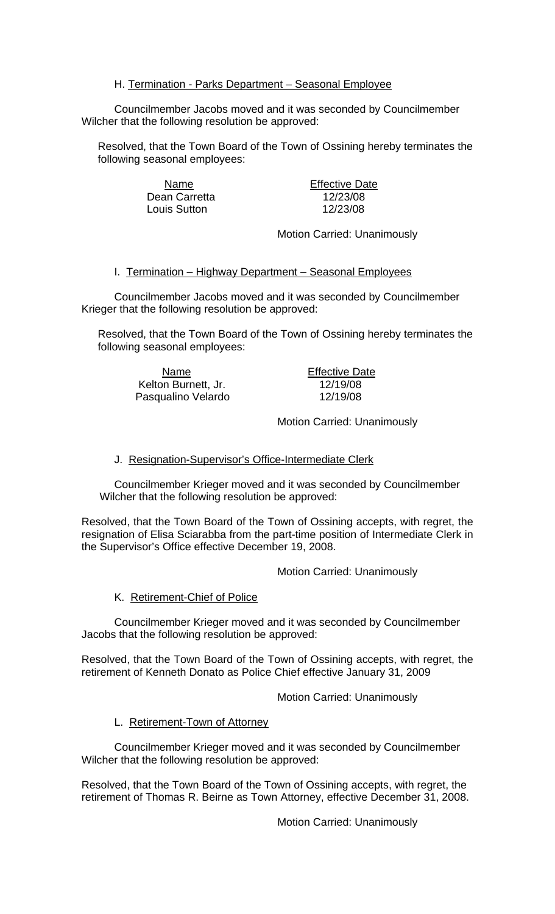H. Termination - Parks Department – Seasonal Employee

Councilmember Jacobs moved and it was seconded by Councilmember Wilcher that the following resolution be approved:

Resolved, that the Town Board of the Town of Ossining hereby terminates the following seasonal employees:

| Name | Effective Date |
|---|---|
| Dean Carretta | 12/23/08 |
| Louis Sutton | 12/23/08 |

Motion Carried: Unanimously

I. Termination – Highway Department – Seasonal Employees

Councilmember Jacobs moved and it was seconded by Councilmember Krieger that the following resolution be approved:

Resolved, that the Town Board of the Town of Ossining hereby terminates the following seasonal employees:

| Name | Effective Date |
|---|---|
| Kelton Burnett, Jr. | 12/19/08 |
| Pasqualino Velardo | 12/19/08 |

Motion Carried: Unanimously

J. Resignation-Supervisor's Office-Intermediate Clerk

Councilmember Krieger moved and it was seconded by Councilmember Wilcher that the following resolution be approved:

Resolved, that the Town Board of the Town of Ossining accepts, with regret, the resignation of Elisa Sciarabba from the part-time position of Intermediate Clerk in the Supervisor's Office effective December 19, 2008.

Motion Carried: Unanimously

K. Retirement-Chief of Police

Councilmember Krieger moved and it was seconded by Councilmember Jacobs that the following resolution be approved:

Resolved, that the Town Board of the Town of Ossining accepts, with regret, the retirement of Kenneth Donato as Police Chief effective January 31, 2009

Motion Carried: Unanimously

L. Retirement-Town of Attorney

Councilmember Krieger moved and it was seconded by Councilmember Wilcher that the following resolution be approved:

Resolved, that the Town Board of the Town of Ossining accepts, with regret, the retirement of Thomas R. Beirne as Town Attorney, effective December 31, 2008.

Motion Carried: Unanimously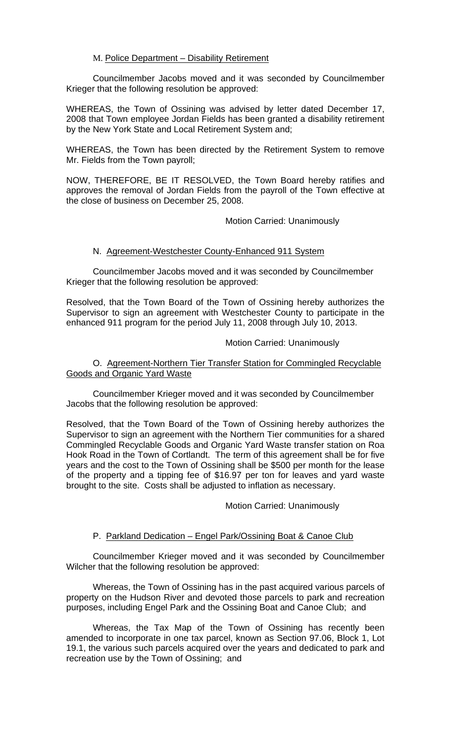M. Police Department – Disability Retirement

Councilmember Jacobs moved and it was seconded by Councilmember Krieger that the following resolution be approved:

WHEREAS, the Town of Ossining was advised by letter dated December 17, 2008 that Town employee Jordan Fields has been granted a disability retirement by the New York State and Local Retirement System and;

WHEREAS, the Town has been directed by the Retirement System to remove Mr. Fields from the Town payroll;

NOW, THEREFORE, BE IT RESOLVED, the Town Board hereby ratifies and approves the removal of Jordan Fields from the payroll of the Town effective at the close of business on December 25, 2008.

Motion Carried: Unanimously

N. Agreement-Westchester County-Enhanced 911 System

Councilmember Jacobs moved and it was seconded by Councilmember Krieger that the following resolution be approved:

Resolved, that the Town Board of the Town of Ossining hereby authorizes the Supervisor to sign an agreement with Westchester County to participate in the enhanced 911 program for the period July 11, 2008 through July 10, 2013.

Motion Carried: Unanimously

O. Agreement-Northern Tier Transfer Station for Commingled Recyclable Goods and Organic Yard Waste

Councilmember Krieger moved and it was seconded by Councilmember Jacobs that the following resolution be approved:

Resolved, that the Town Board of the Town of Ossining hereby authorizes the Supervisor to sign an agreement with the Northern Tier communities for a shared Commingled Recyclable Goods and Organic Yard Waste transfer station on Roa Hook Road in the Town of Cortlandt. The term of this agreement shall be for five years and the cost to the Town of Ossining shall be $500 per month for the lease of the property and a tipping fee of $16.97 per ton for leaves and yard waste brought to the site. Costs shall be adjusted to inflation as necessary.

Motion Carried: Unanimously

P. Parkland Dedication – Engel Park/Ossining Boat & Canoe Club

Councilmember Krieger moved and it was seconded by Councilmember Wilcher that the following resolution be approved:

Whereas, the Town of Ossining has in the past acquired various parcels of property on the Hudson River and devoted those parcels to park and recreation purposes, including Engel Park and the Ossining Boat and Canoe Club; and

Whereas, the Tax Map of the Town of Ossining has recently been amended to incorporate in one tax parcel, known as Section 97.06, Block 1, Lot 19.1, the various such parcels acquired over the years and dedicated to park and recreation use by the Town of Ossining; and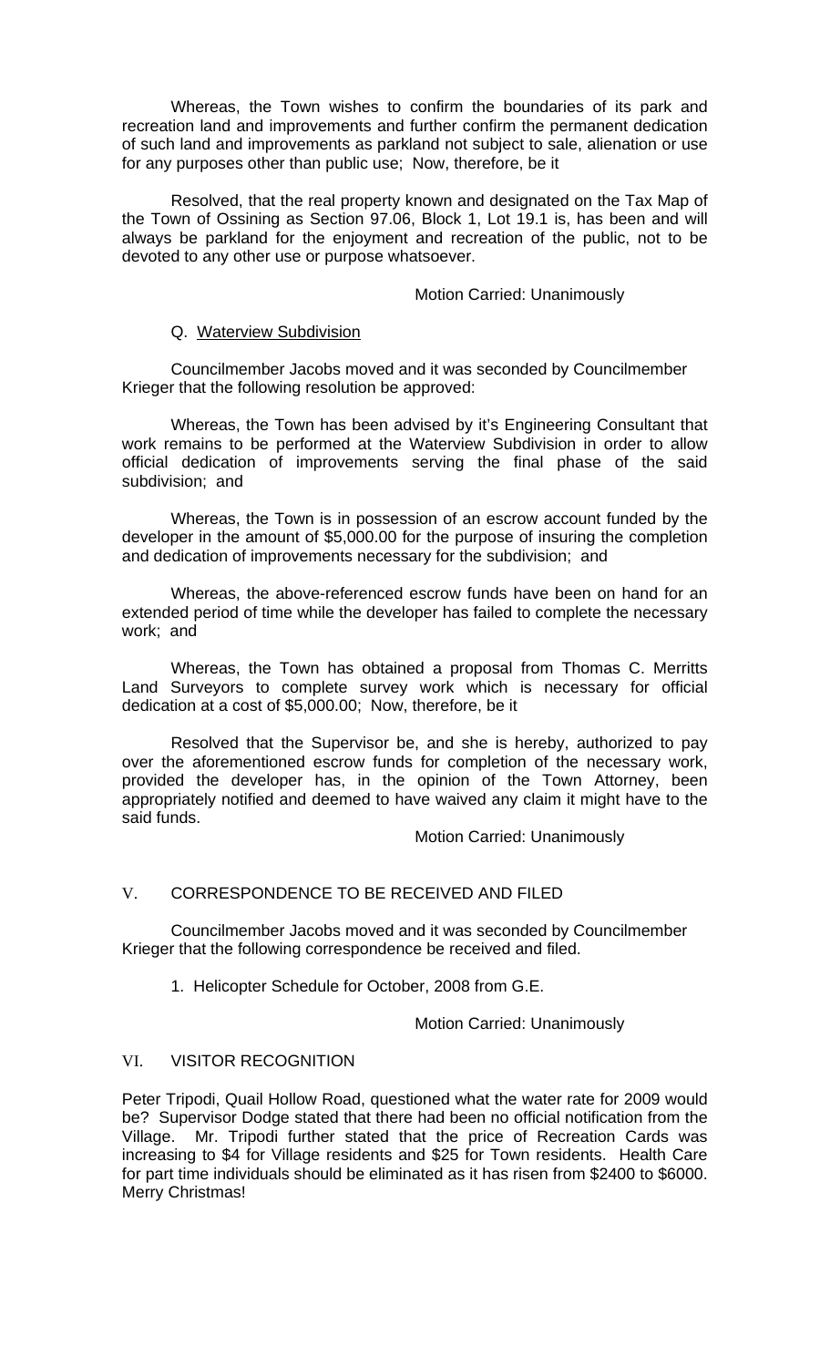Whereas, the Town wishes to confirm the boundaries of its park and recreation land and improvements and further confirm the permanent dedication of such land and improvements as parkland not subject to sale, alienation or use for any purposes other than public use;  Now, therefore, be it

Resolved, that the real property known and designated on the Tax Map of the Town of Ossining as Section 97.06, Block 1, Lot 19.1 is, has been and will always be parkland for the enjoyment and recreation of the public, not to be devoted to any other use or purpose whatsoever.

Motion Carried: Unanimously

Q. <u>Waterview Subdivision</u>

Councilmember Jacobs moved and it was seconded by Councilmember Krieger that the following resolution be approved:

Whereas, the Town has been advised by it's Engineering Consultant that work remains to be performed at the Waterview Subdivision in order to allow official dedication of improvements serving the final phase of the said subdivision;  and

Whereas, the Town is in possession of an escrow account funded by the developer in the amount of $5,000.00 for the purpose of insuring the completion and dedication of improvements necessary for the subdivision;  and

Whereas, the above-referenced escrow funds have been on hand for an extended period of time while the developer has failed to complete the necessary work;  and

Whereas, the Town has obtained a proposal from Thomas C. Merritts Land Surveyors to complete survey work which is necessary for official dedication at a cost of $5,000.00;  Now, therefore, be it

Resolved that the Supervisor be, and she is hereby, authorized to pay over the aforementioned escrow funds for completion of the necessary work, provided the developer has, in the opinion of the Town Attorney, been appropriately notified and deemed to have waived any claim it might have to the said funds.

Motion Carried: Unanimously

## V. CORRESPONDENCE TO BE RECEIVED AND FILED

Councilmember Jacobs moved and it was seconded by Councilmember Krieger that the following correspondence be received and filed.

1. Helicopter Schedule for October, 2008 from G.E.

Motion Carried: Unanimously

## VI. VISITOR RECOGNITION

Peter Tripodi, Quail Hollow Road, questioned what the water rate for 2009 would be?  Supervisor Dodge stated that there had been no official notification from the Village.  Mr. Tripodi further stated that the price of Recreation Cards was increasing to $4 for Village residents and $25 for Town residents.  Health Care for part time individuals should be eliminated as it has risen from $2400 to $6000. Merry Christmas!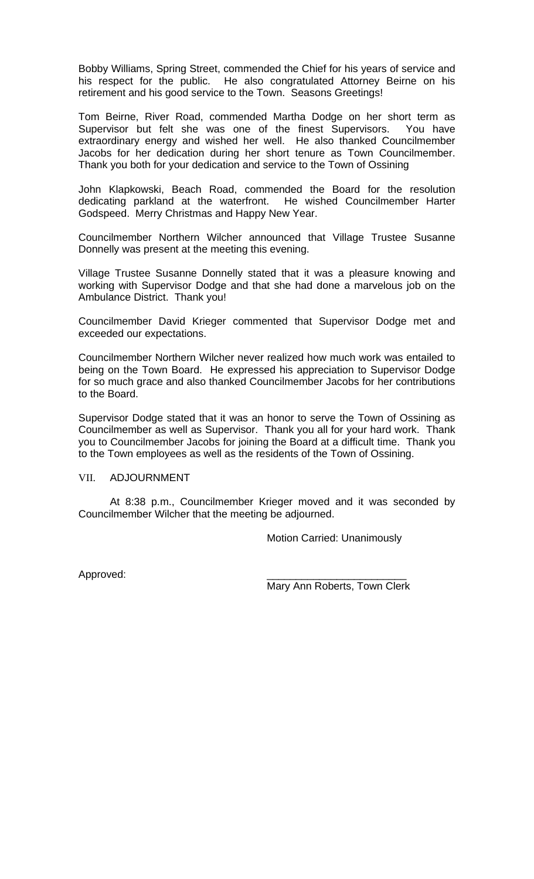Bobby Williams, Spring Street, commended the Chief for his years of service and his respect for the public. He also congratulated Attorney Beirne on his retirement and his good service to the Town. Seasons Greetings!

Tom Beirne, River Road, commended Martha Dodge on her short term as Supervisor but felt she was one of the finest Supervisors. You have extraordinary energy and wished her well. He also thanked Councilmember Jacobs for her dedication during her short tenure as Town Councilmember. Thank you both for your dedication and service to the Town of Ossining

John Klapkowski, Beach Road, commended the Board for the resolution dedicating parkland at the waterfront. He wished Councilmember Harter Godspeed. Merry Christmas and Happy New Year.

Councilmember Northern Wilcher announced that Village Trustee Susanne Donnelly was present at the meeting this evening.

Village Trustee Susanne Donnelly stated that it was a pleasure knowing and working with Supervisor Dodge and that she had done a marvelous job on the Ambulance District. Thank you!

Councilmember David Krieger commented that Supervisor Dodge met and exceeded our expectations.

Councilmember Northern Wilcher never realized how much work was entailed to being on the Town Board. He expressed his appreciation to Supervisor Dodge for so much grace and also thanked Councilmember Jacobs for her contributions to the Board.

Supervisor Dodge stated that it was an honor to serve the Town of Ossining as Councilmember as well as Supervisor. Thank you all for your hard work. Thank you to Councilmember Jacobs for joining the Board at a difficult time. Thank you to the Town employees as well as the residents of the Town of Ossining.

## VII. ADJOURNMENT

At 8:38 p.m., Councilmember Krieger moved and it was seconded by Councilmember Wilcher that the meeting be adjourned.

Motion Carried: Unanimously

Approved: ________________________

Mary Ann Roberts, Town Clerk